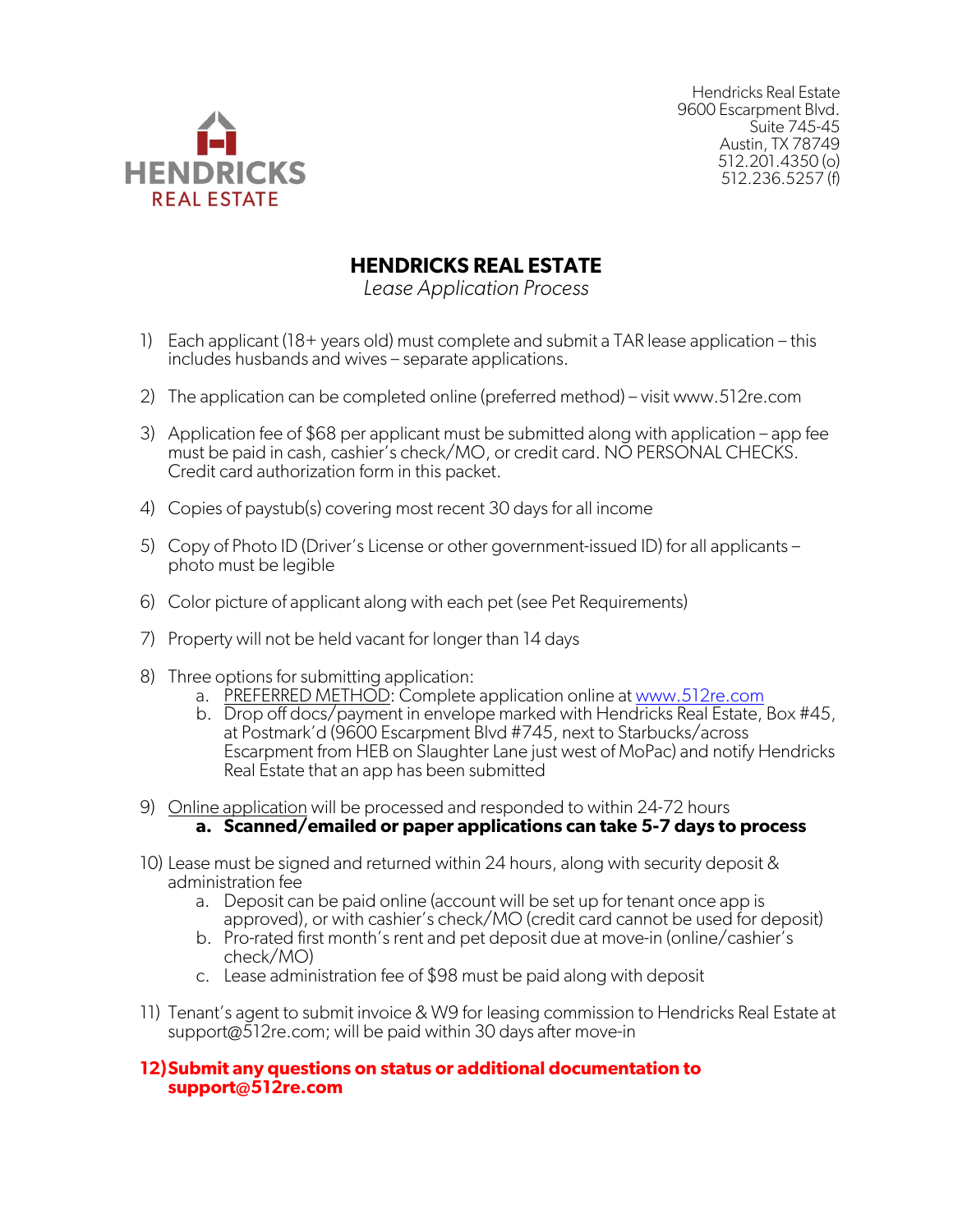HENDRICKS
REAL ESTATE

Hendricks Real Estate
9600 Escarpment Blvd.
Suite 745-45
Austin, TX 78749
512.201.4350 (o)
512.236.5257 (f)

# HENDRICKS REAL ESTATE

*Lease Application Process*

1) Each applicant (18+ years old) must complete and submit a TAR lease application – this includes husbands and wives – separate applications.

2) The application can be completed online (preferred method) – visit www.512re.com

3) Application fee of $68 per applicant must be submitted along with application – app fee must be paid in cash, cashier's check/MO, or credit card. NO PERSONAL CHECKS. Credit card authorization form in this packet.

4) Copies of paystub(s) covering most recent 30 days for all income

5) Copy of Photo ID (Driver's License or other government-issued ID) for all applicants – photo must be legible

6) Color picture of applicant along with each pet (see Pet Requirements)

7) Property will not be held vacant for longer than 14 days

8) Three options for submitting application:
   a. PREFERRED METHOD: Complete application online at www.512re.com
   b. Drop off docs/payment in envelope marked with Hendricks Real Estate, Box #45, at Postmark'd (9600 Escarpment Blvd #745, next to Starbucks/across Escarpment from HEB on Slaughter Lane just west of MoPac) and notify Hendricks Real Estate that an app has been submitted

9) Online application will be processed and responded to within 24-72 hours
   a. **Scanned/emailed or paper applications can take 5-7 days to process**

10) Lease must be signed and returned within 24 hours, along with security deposit & administration fee
    a. Deposit can be paid online (account will be set up for tenant once app is approved), or with cashier's check/MO (credit card cannot be used for deposit)
    b. Pro-rated first month's rent and pet deposit due at move-in (online/cashier's check/MO)
    c. Lease administration fee of $98 must be paid along with deposit

11) Tenant's agent to submit invoice & W9 for leasing commission to Hendricks Real Estate at support@512re.com; will be paid within 30 days after move-in

**12) Submit any questions on status or additional documentation to support@512re.com**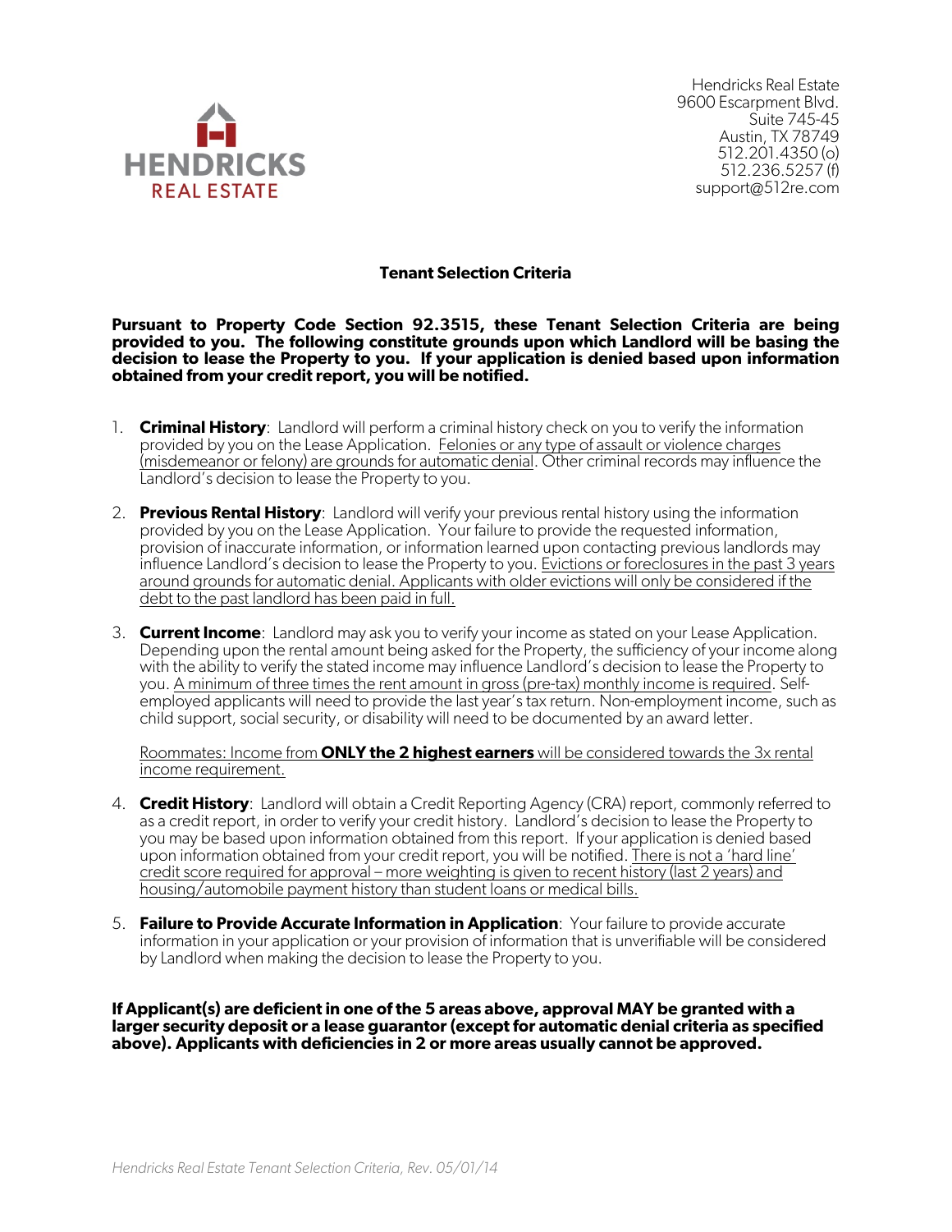HENDRICKS
REAL ESTATE

Hendricks Real Estate
9600 Escarpment Blvd.
Suite 745-45
Austin, TX 78749
512.201.4350 (o)
512.236.5257 (f)
support@512re.com

## Tenant Selection Criteria

**Pursuant to Property Code Section 92.3515, these Tenant Selection Criteria are being provided to you. The following constitute grounds upon which Landlord will be basing the decision to lease the Property to you. If your application is denied based upon information obtained from your credit report, you will be notified.**

1. **Criminal History**: Landlord will perform a criminal history check on you to verify the information provided by you on the Lease Application. Felonies or any type of assault or violence charges (misdemeanor or felony) are grounds for automatic denial. Other criminal records may influence the Landlord's decision to lease the Property to you.

2. **Previous Rental History**: Landlord will verify your previous rental history using the information provided by you on the Lease Application. Your failure to provide the requested information, provision of inaccurate information, or information learned upon contacting previous landlords may influence Landlord's decision to lease the Property to you. Evictions or foreclosures in the past 3 years around grounds for automatic denial. Applicants with older evictions will only be considered if the debt to the past landlord has been paid in full.

3. **Current Income**: Landlord may ask you to verify your income as stated on your Lease Application. Depending upon the rental amount being asked for the Property, the sufficiency of your income along with the ability to verify the stated income may influence Landlord's decision to lease the Property to you. A minimum of three times the rent amount in gross (pre-tax) monthly income is required. Self-employed applicants will need to provide the last year's tax return. Non-employment income, such as child support, social security, or disability will need to be documented by an award letter.

   Roommates: Income from **ONLY the 2 highest earners** will be considered towards the 3x rental income requirement.

4. **Credit History**: Landlord will obtain a Credit Reporting Agency (CRA) report, commonly referred to as a credit report, in order to verify your credit history. Landlord's decision to lease the Property to you may be based upon information obtained from this report. If your application is denied based upon information obtained from your credit report, you will be notified. There is not a 'hard line' credit score required for approval – more weighting is given to recent history (last 2 years) and housing/automobile payment history than student loans or medical bills.

5. **Failure to Provide Accurate Information in Application**: Your failure to provide accurate information in your application or your provision of information that is unverifiable will be considered by Landlord when making the decision to lease the Property to you.

**If Applicant(s) are deficient in one of the 5 areas above, approval MAY be granted with a larger security deposit or a lease guarantor (except for automatic denial criteria as specified above). Applicants with deficiencies in 2 or more areas usually cannot be approved.**

*Hendricks Real Estate Tenant Selection Criteria, Rev. 05/01/14*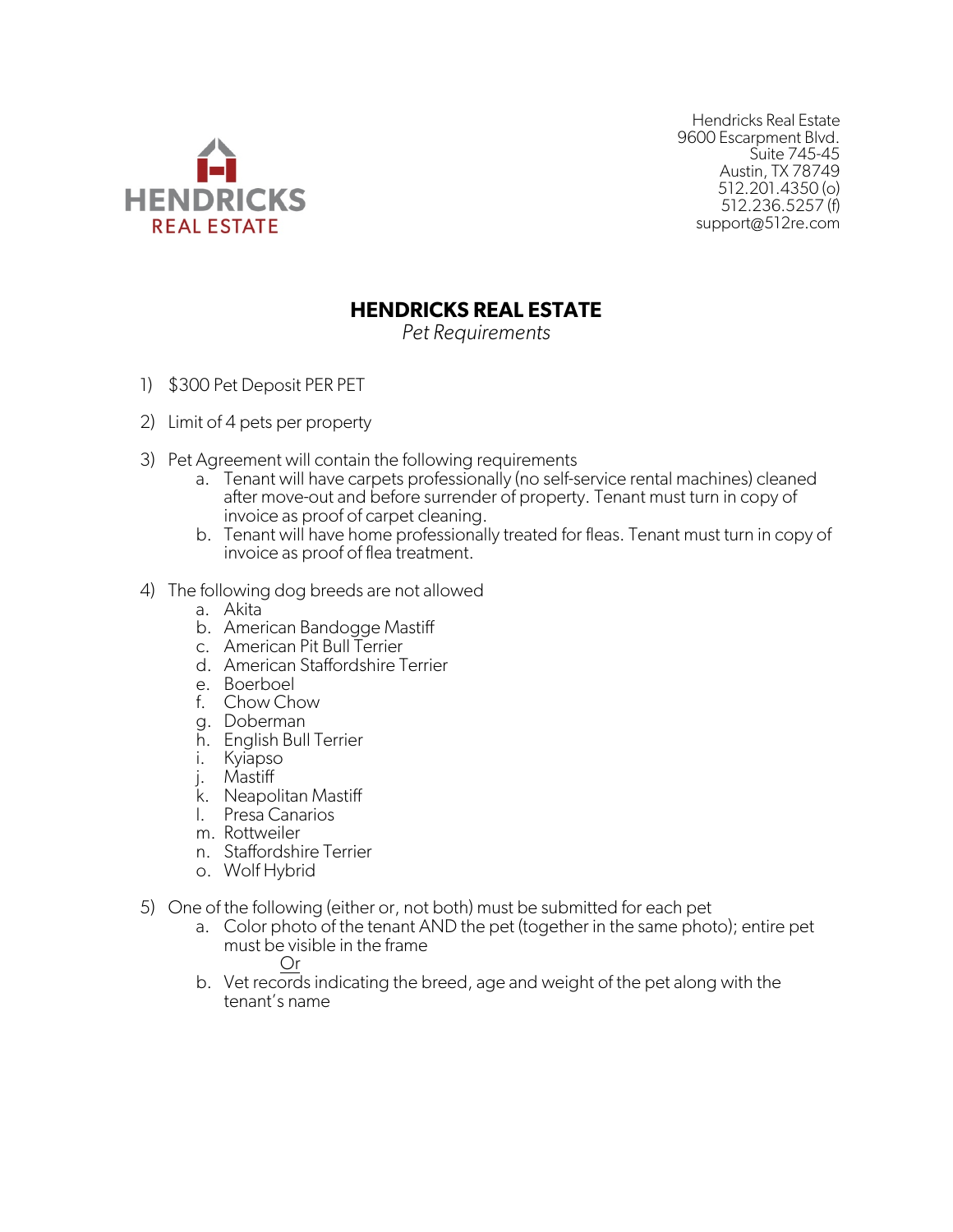HENDRICKS
REAL ESTATE

Hendricks Real Estate
9600 Escarpment Blvd.
Suite 745-45
Austin, TX 78749
512.201.4350 (o)
512.236.5257 (f)
support@512re.com

# HENDRICKS REAL ESTATE

*Pet Requirements*

1) $300 Pet Deposit PER PET

2) Limit of 4 pets per property

3) Pet Agreement will contain the following requirements
   a. Tenant will have carpets professionally (no self-service rental machines) cleaned after move-out and before surrender of property. Tenant must turn in copy of invoice as proof of carpet cleaning.
   b. Tenant will have home professionally treated for fleas. Tenant must turn in copy of invoice as proof of flea treatment.

4) The following dog breeds are not allowed
   a. Akita
   b. American Bandogge Mastiff
   c. American Pit Bull Terrier
   d. American Staffordshire Terrier
   e. Boerboel
   f. Chow Chow
   g. Doberman
   h. English Bull Terrier
   i. Kyiapso
   j. Mastiff
   k. Neapolitan Mastiff
   l. Presa Canarios
   m. Rottweiler
   n. Staffordshire Terrier
   o. Wolf Hybrid

5) One of the following (either or, not both) must be submitted for each pet
   a. Color photo of the tenant AND the pet (together in the same photo); entire pet must be visible in the frame
      Or
   b. Vet records indicating the breed, age and weight of the pet along with the tenant's name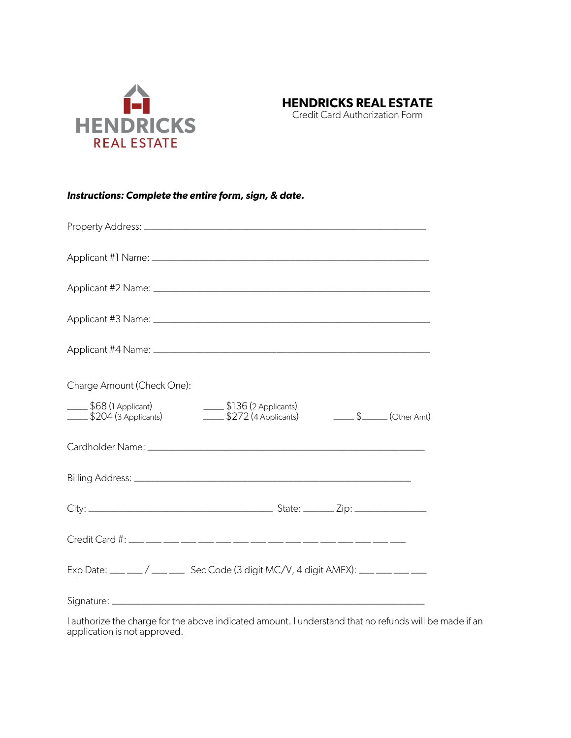HENDRICKS
REAL ESTATE

# HENDRICKS REAL ESTATE

Credit Card Authorization Form

***Instructions: Complete the entire form, sign, & date.***

Property Address: ____________________________________________________________

Applicant #1 Name: ____________________________________________________________

Applicant #2 Name: ____________________________________________________________

Applicant #3 Name: ____________________________________________________________

Applicant #4 Name: ____________________________________________________________

Charge Amount (Check One):

____ $68 (1 Applicant)
____ $204 (3 Applicants)
____ $136 (2 Applicants)
____ $272 (4 Applicants)
____ $______ (Other Amt)

Cardholder Name: ____________________________________________________________

Billing Address: ____________________________________________________________

City: ________________________________________ State: ______ Zip: ______________

Credit Card #: ___ ___ ___ ___ ___ ___ ___ ___ ___ ___ ___ ___ ___ ___ ___ ___

Exp Date: ___ ___ / ___ ___ Sec Code (3 digit MC/V, 4 digit AMEX): ___ ___ ___ ___

Signature: ____________________________________________________________

I authorize the charge for the above indicated amount. I understand that no refunds will be made if an application is not approved.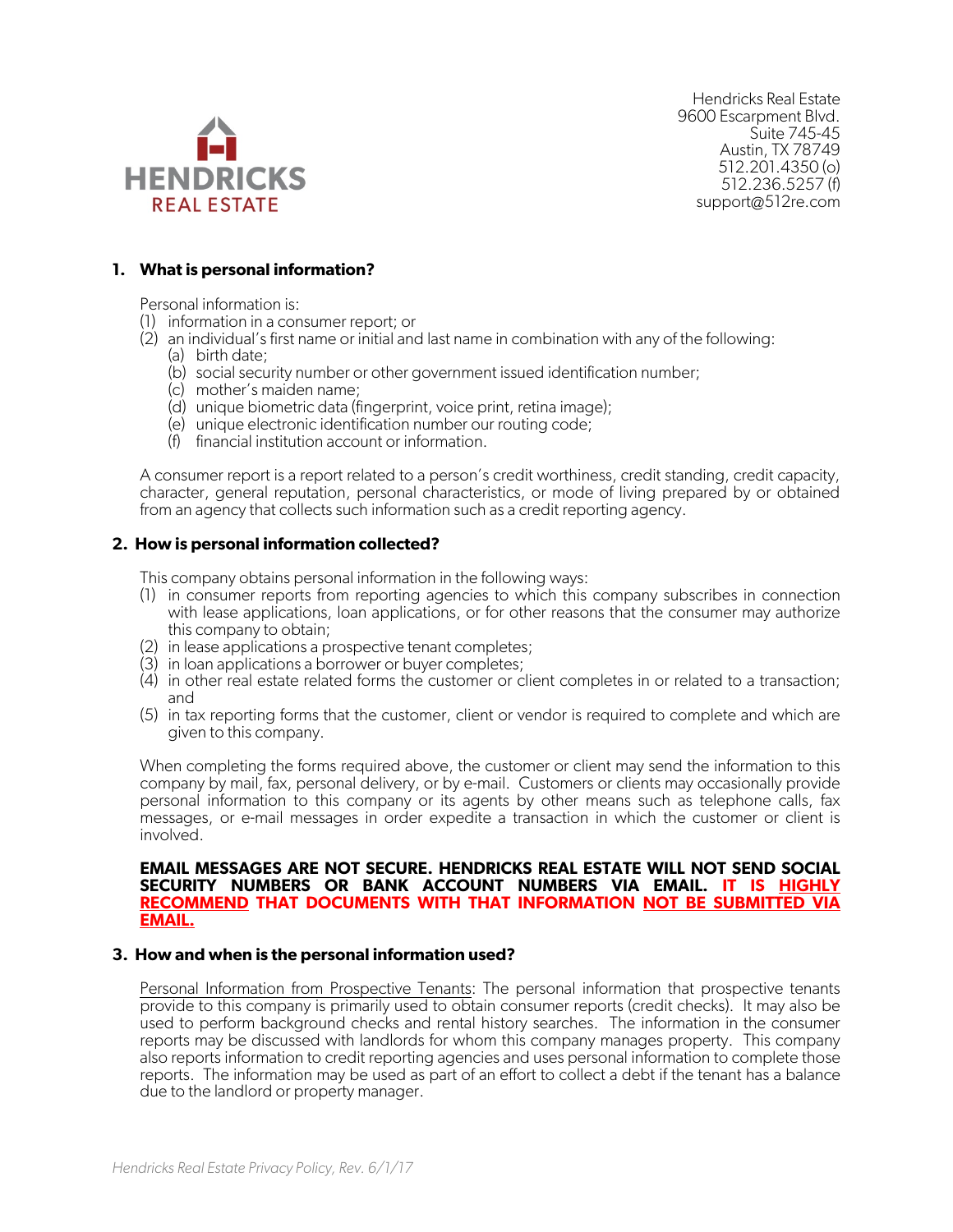HENDRICKS REAL ESTATE

Hendricks Real Estate
9600 Escarpment Blvd.
Suite 745-45
Austin, TX 78749
512.201.4350 (o)
512.236.5257 (f)
support@512re.com

## 1. What is personal information?

Personal information is:

(1) information in a consumer report; or
(2) an individual's first name or initial and last name in combination with any of the following:
  (a) birth date;
  (b) social security number or other government issued identification number;
  (c) mother's maiden name;
  (d) unique biometric data (fingerprint, voice print, retina image);
  (e) unique electronic identification number our routing code;
  (f) financial institution account or information.

A consumer report is a report related to a person's credit worthiness, credit standing, credit capacity, character, general reputation, personal characteristics, or mode of living prepared by or obtained from an agency that collects such information such as a credit reporting agency.

## 2. How is personal information collected?

This company obtains personal information in the following ways:

(1) in consumer reports from reporting agencies to which this company subscribes in connection with lease applications, loan applications, or for other reasons that the consumer may authorize this company to obtain;
(2) in lease applications a prospective tenant completes;
(3) in loan applications a borrower or buyer completes;
(4) in other real estate related forms the customer or client completes in or related to a transaction; and
(5) in tax reporting forms that the customer, client or vendor is required to complete and which are given to this company.

When completing the forms required above, the customer or client may send the information to this company by mail, fax, personal delivery, or by e-mail. Customers or clients may occasionally provide personal information to this company or its agents by other means such as telephone calls, fax messages, or e-mail messages in order expedite a transaction in which the customer or client is involved.

**EMAIL MESSAGES ARE NOT SECURE. HENDRICKS REAL ESTATE WILL NOT SEND SOCIAL SECURITY NUMBERS OR BANK ACCOUNT NUMBERS VIA EMAIL. IT IS HIGHLY RECOMMEND THAT DOCUMENTS WITH THAT INFORMATION NOT BE SUBMITTED VIA EMAIL.**

## 3. How and when is the personal information used?

Personal Information from Prospective Tenants: The personal information that prospective tenants provide to this company is primarily used to obtain consumer reports (credit checks). It may also be used to perform background checks and rental history searches. The information in the consumer reports may be discussed with landlords for whom this company manages property. This company also reports information to credit reporting agencies and uses personal information to complete those reports. The information may be used as part of an effort to collect a debt if the tenant has a balance due to the landlord or property manager.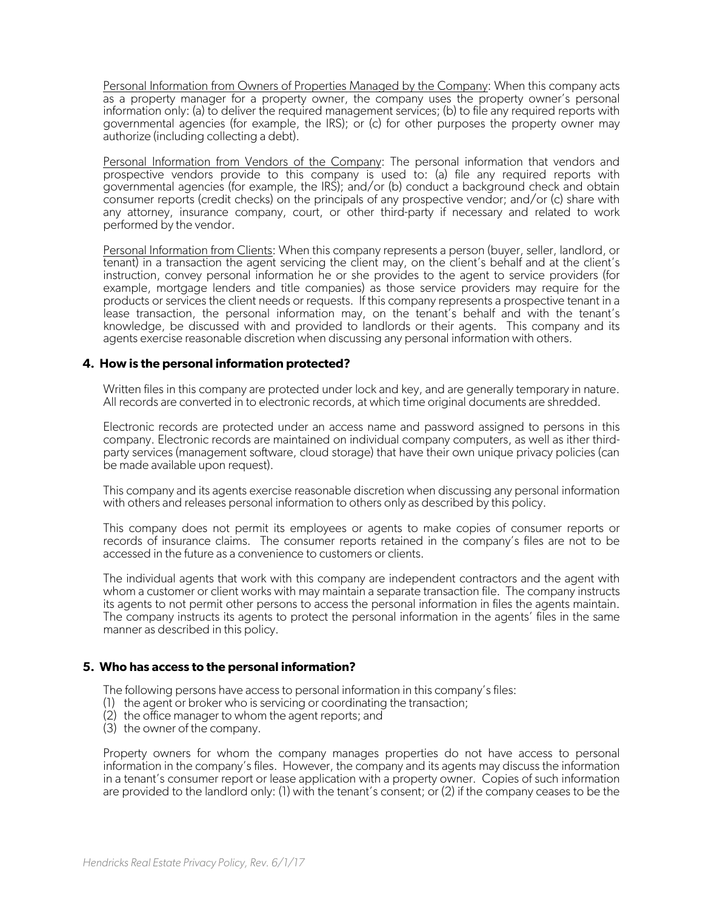<u>Personal Information from Owners of Properties Managed by the Company</u>: When this company acts as a property manager for a property owner, the company uses the property owner's personal information only: (a) to deliver the required management services; (b) to file any required reports with governmental agencies (for example, the IRS); or (c) for other purposes the property owner may authorize (including collecting a debt).

<u>Personal Information from Vendors of the Company</u>: The personal information that vendors and prospective vendors provide to this company is used to: (a) file any required reports with governmental agencies (for example, the IRS); and/or (b) conduct a background check and obtain consumer reports (credit checks) on the principals of any prospective vendor; and/or (c) share with any attorney, insurance company, court, or other third-party if necessary and related to work performed by the vendor.

<u>Personal Information from Clients</u>: When this company represents a person (buyer, seller, landlord, or tenant) in a transaction the agent servicing the client may, on the client's behalf and at the client's instruction, convey personal information he or she provides to the agent to service providers (for example, mortgage lenders and title companies) as those service providers may require for the products or services the client needs or requests. If this company represents a prospective tenant in a lease transaction, the personal information may, on the tenant's behalf and with the tenant's knowledge, be discussed with and provided to landlords or their agents. This company and its agents exercise reasonable discretion when discussing any personal information with others.

### 4. How is the personal information protected?

Written files in this company are protected under lock and key, and are generally temporary in nature. All records are converted in to electronic records, at which time original documents are shredded.

Electronic records are protected under an access name and password assigned to persons in this company. Electronic records are maintained on individual company computers, as well as ither third-party services (management software, cloud storage) that have their own unique privacy policies (can be made available upon request).

This company and its agents exercise reasonable discretion when discussing any personal information with others and releases personal information to others only as described by this policy.

This company does not permit its employees or agents to make copies of consumer reports or records of insurance claims. The consumer reports retained in the company's files are not to be accessed in the future as a convenience to customers or clients.

The individual agents that work with this company are independent contractors and the agent with whom a customer or client works with may maintain a separate transaction file. The company instructs its agents to not permit other persons to access the personal information in files the agents maintain. The company instructs its agents to protect the personal information in the agents' files in the same manner as described in this policy.

### 5. Who has access to the personal information?

The following persons have access to personal information in this company's files:

(1) the agent or broker who is servicing or coordinating the transaction;
(2) the office manager to whom the agent reports; and
(3) the owner of the company.

Property owners for whom the company manages properties do not have access to personal information in the company's files. However, the company and its agents may discuss the information in a tenant's consumer report or lease application with a property owner. Copies of such information are provided to the landlord only: (1) with the tenant's consent; or (2) if the company ceases to be the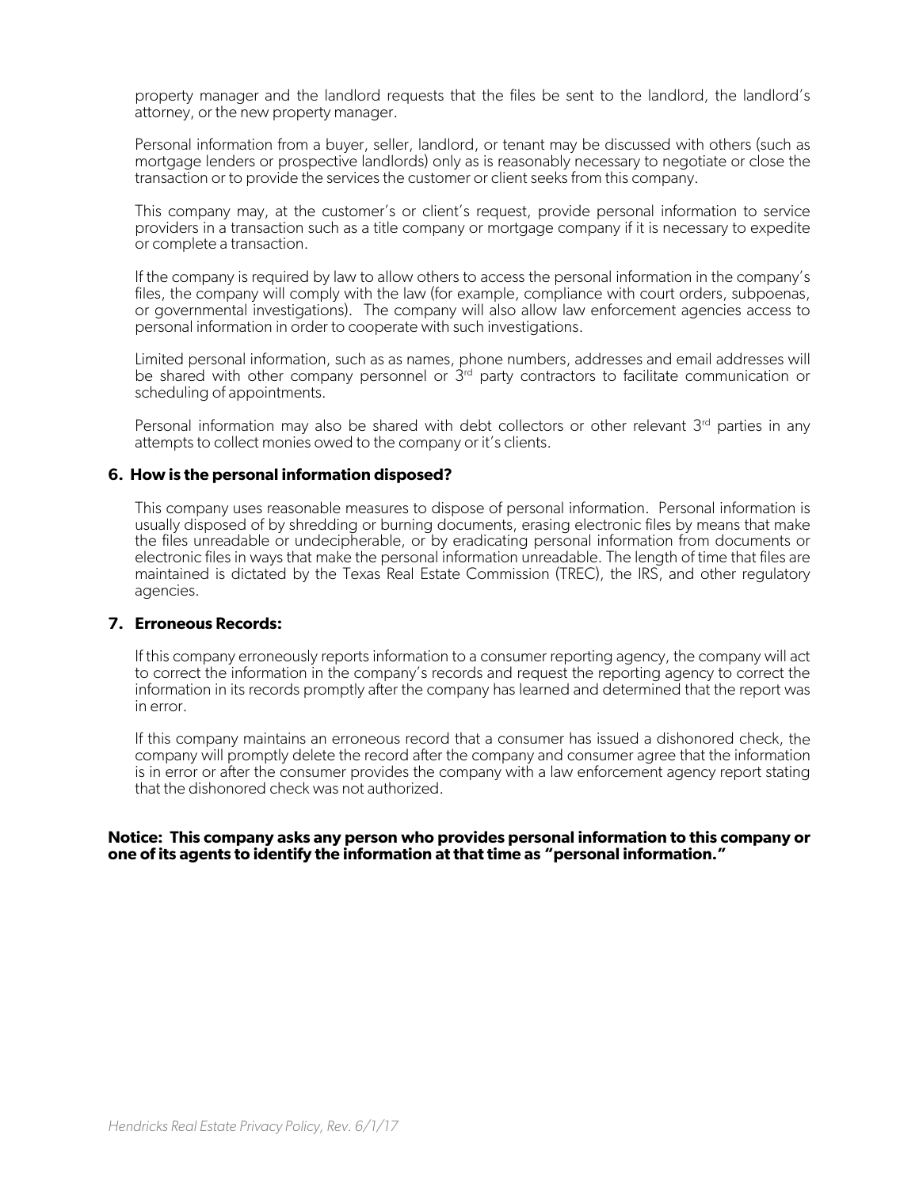property manager and the landlord requests that the files be sent to the landlord, the landlord's attorney, or the new property manager.

Personal information from a buyer, seller, landlord, or tenant may be discussed with others (such as mortgage lenders or prospective landlords) only as is reasonably necessary to negotiate or close the transaction or to provide the services the customer or client seeks from this company.

This company may, at the customer's or client's request, provide personal information to service providers in a transaction such as a title company or mortgage company if it is necessary to expedite or complete a transaction.

If the company is required by law to allow others to access the personal information in the company's files, the company will comply with the law (for example, compliance with court orders, subpoenas, or governmental investigations). The company will also allow law enforcement agencies access to personal information in order to cooperate with such investigations.

Limited personal information, such as as names, phone numbers, addresses and email addresses will be shared with other company personnel or 3rd party contractors to facilitate communication or scheduling of appointments.

Personal information may also be shared with debt collectors or other relevant 3rd parties in any attempts to collect monies owed to the company or it's clients.

**6. How is the personal information disposed?**

This company uses reasonable measures to dispose of personal information. Personal information is usually disposed of by shredding or burning documents, erasing electronic files by means that make the files unreadable or undecipherable, or by eradicating personal information from documents or electronic files in ways that make the personal information unreadable. The length of time that files are maintained is dictated by the Texas Real Estate Commission (TREC), the IRS, and other regulatory agencies.

**7. Erroneous Records:**

If this company erroneously reports information to a consumer reporting agency, the company will act to correct the information in the company's records and request the reporting agency to correct the information in its records promptly after the company has learned and determined that the report was in error.

If this company maintains an erroneous record that a consumer has issued a dishonored check, the company will promptly delete the record after the company and consumer agree that the information is in error or after the consumer provides the company with a law enforcement agency report stating that the dishonored check was not authorized.

**Notice: This company asks any person who provides personal information to this company or one of its agents to identify the information at that time as "personal information."**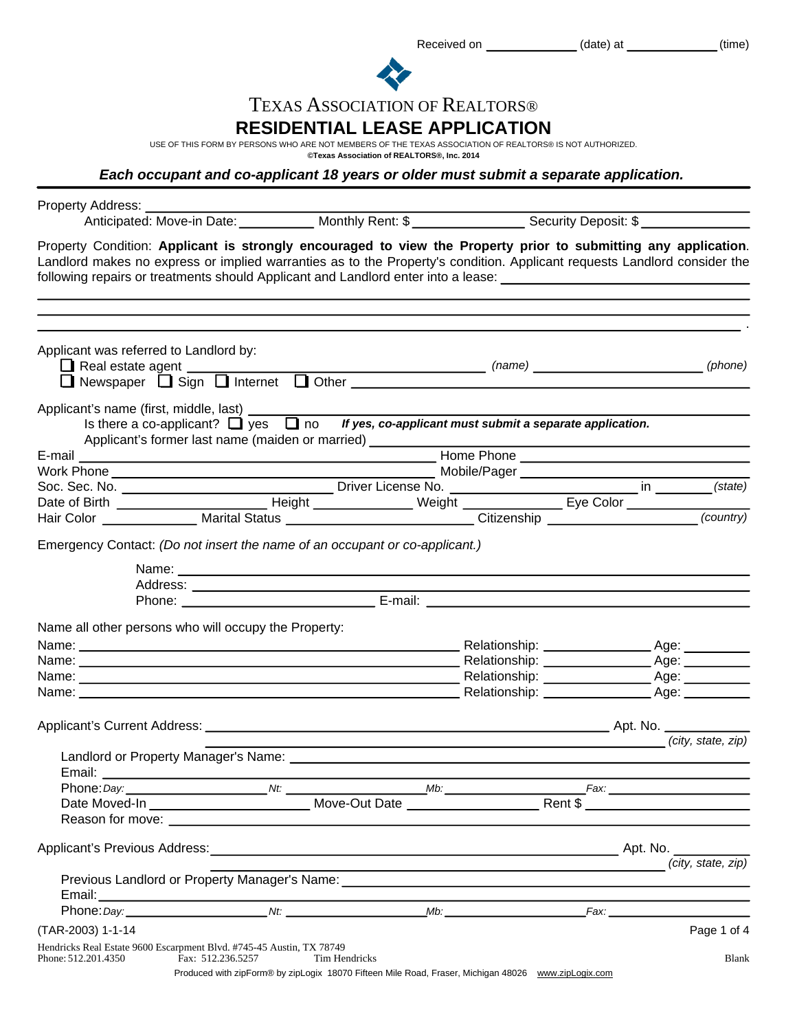Received on ____________ (date) at ____________ (time)

# TEXAS ASSOCIATION OF REALTORS®

## RESIDENTIAL LEASE APPLICATION

USE OF THIS FORM BY PERSONS WHO ARE NOT MEMBERS OF THE TEXAS ASSOCIATION OF REALTORS® IS NOT AUTHORIZED.
**©Texas Association of REALTORS®, Inc. 2014**

***Each occupant and co-applicant 18 years or older must submit a separate application.***

Property Address: ____________________________________________

Anticipated: Move-in Date: __________ Monthly Rent: $ ______________ Security Deposit: $ ______________

Property Condition: **Applicant is strongly encouraged to view the Property prior to submitting any application**. Landlord makes no express or implied warranties as to the Property's condition. Applicant requests Landlord consider the following repairs or treatments should Applicant and Landlord enter into a lease: ____________________________________________

____________________________________________

____________________________________________

____________________________________________ .

Applicant was referred to Landlord by:

❑ Real estate agent ______________________ *(name)* ______________________ *(phone)*

❑ Newspaper ❑ Sign ❑ Internet ❑ Other ______________________

Applicant's name (first, middle, last) ______________________

Is there a co-applicant? ❑ yes ❑ no ***If yes, co-applicant must submit a separate application.***

Applicant's former last name (maiden or married) ______________________

E-mail ______________________ Home Phone ______________________

Work Phone ______________________ Mobile/Pager ______________________

Soc. Sec. No. ______________________ Driver License No. ______________________ in ________ *(state)*

Date of Birth ______________ Height ____________ Weight ____________ Eye Color ____________

Hair Color ____________ Marital Status ______________________ Citizenship ______________________ *(country)*

Emergency Contact: *(Do not insert the name of an occupant or co-applicant.)*

Name: ______________________

Address: ______________________

Phone: ______________________ E-mail: ______________________

Name all other persons who will occupy the Property:

Name: ______________________ Relationship: ____________ Age: ________

Name: ______________________ Relationship: ____________ Age: ________

Name: ______________________ Relationship: ____________ Age: ________

Name: ______________________ Relationship: ____________ Age: ________

Applicant's Current Address: ______________________ Apt. No. __________

______________________ *(city, state, zip)*

Landlord or Property Manager's Name: ______________________

Email: ______________________

Phone: *Day:* ____________ *Nt:* ____________ *Mb:* ____________ *Fax:* ____________

Date Moved-In ______________ Move-Out Date ______________ Rent $ ______________

Reason for move: ______________________

Applicant's Previous Address: ______________________ Apt. No. __________

______________________ *(city, state, zip)*

Previous Landlord or Property Manager's Name: ______________________

Email: ______________________

Phone: *Day:* ____________ *Nt:* ____________ *Mb:* ____________ *Fax:* ____________

(TAR-2003) 1-1-14

Hendricks Real Estate 9600 Escarpment Blvd. #745-45 Austin, TX 78749
Phone: 512.201.4350 Fax: 512.236.5257 Tim Hendricks Blank

Produced with zipForm® by zipLogix 18070 Fifteen Mile Road, Fraser, Michigan 48026 www.zipLogix.com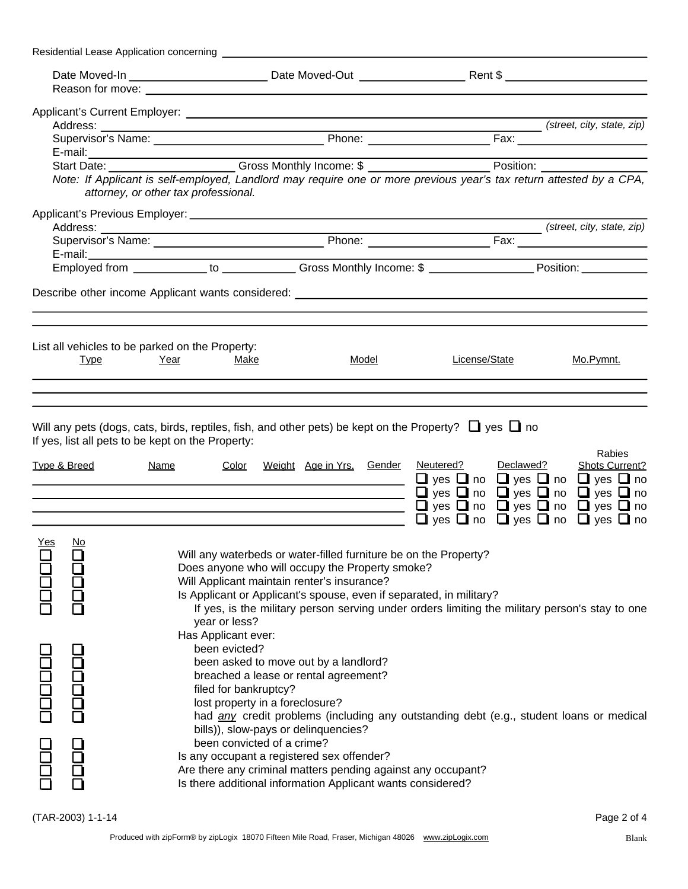Residential Lease Application concerning ______________________________________________

Date Moved-In ____________________ Date Moved-Out ________________ Rent $ ____________________

Reason for move: ____________________________________________________________________________

Applicant's Current Employer: ______________________________________________________________

Address: _______________________________________________________________ *(street, city, state, zip)*

Supervisor's Name: _________________________ Phone: __________________ Fax: ____________________

E-mail: ____________________________________________________________________________________

Start Date: __________________ Gross Monthly Income: $ __________________ Position: ________________

*Note: If Applicant is self-employed, Landlord may require one or more previous year's tax return attested by a CPA, attorney, or other tax professional.*

Applicant's Previous Employer: ______________________________________________________________

Address: _______________________________________________________________ *(street, city, state, zip)*

Supervisor's Name: _________________________ Phone: __________________ Fax: ____________________

E-mail: ____________________________________________________________________________________

Employed from ___________ to ___________ Gross Monthly Income: $ ________________ Position: __________

Describe other income Applicant wants considered: ____________________________________________

_____________________________________________________________________________________________

_____________________________________________________________________________________________

List all vehicles to be parked on the Property:

| Type | Year | Make | Model | License/State | Mo.Pymnt. |
|---|---|---|---|---|---|
| | | | | | |
| | | | | | |
| | | | | | |

Will any pets (dogs, cats, birds, reptiles, fish, and other pets) be kept on the Property? ☐ yes ☐ no

If yes, list all pets to be kept on the Property:

| Type & Breed | Name | Color | Weight | Age in Yrs. | Gender | Neutered? | Declawed? | Rabies Shots Current? |
|---|---|---|---|---|---|---|---|---|
| | | | | | | ☐ yes ☐ no | ☐ yes ☐ no | ☐ yes ☐ no |
| | | | | | | ☐ yes ☐ no | ☐ yes ☐ no | ☐ yes ☐ no |
| | | | | | | ☐ yes ☐ no | ☐ yes ☐ no | ☐ yes ☐ no |
| | | | | | | ☐ yes ☐ no | ☐ yes ☐ no | ☐ yes ☐ no |

| Yes | No | |
|---|---|---|
| ☐ | ☐ | Will any waterbeds or water-filled furniture be on the Property? |
| ☐ | ☐ | Does anyone who will occupy the Property smoke? |
| ☐ | ☐ | Will Applicant maintain renter's insurance? |
| ☐ | ☐ | Is Applicant or Applicant's spouse, even if separated, in military? |
| ☐ | ☐ | If yes, is the military person serving under orders limiting the military person's stay to one year or less? |
| | | Has Applicant ever: |
| ☐ | ☐ | been evicted? |
| ☐ | ☐ | been asked to move out by a landlord? |
| ☐ | ☐ | breached a lease or rental agreement? |
| ☐ | ☐ | filed for bankruptcy? |
| ☐ | ☐ | lost property in a foreclosure? |
| ☐ | ☐ | had *any* credit problems (including any outstanding debt (e.g., student loans or medical bills)), slow-pays or delinquencies? |
| ☐ | ☐ | been convicted of a crime? |
| ☐ | ☐ | Is any occupant a registered sex offender? |
| ☐ | ☐ | Are there any criminal matters pending against any occupant? |
| ☐ | ☐ | Is there additional information Applicant wants considered? |

(TAR-2003) 1-1-14

Produced with zipForm® by zipLogix 18070 Fifteen Mile Road, Fraser, Michigan 48026 www.zipLogix.com

Blank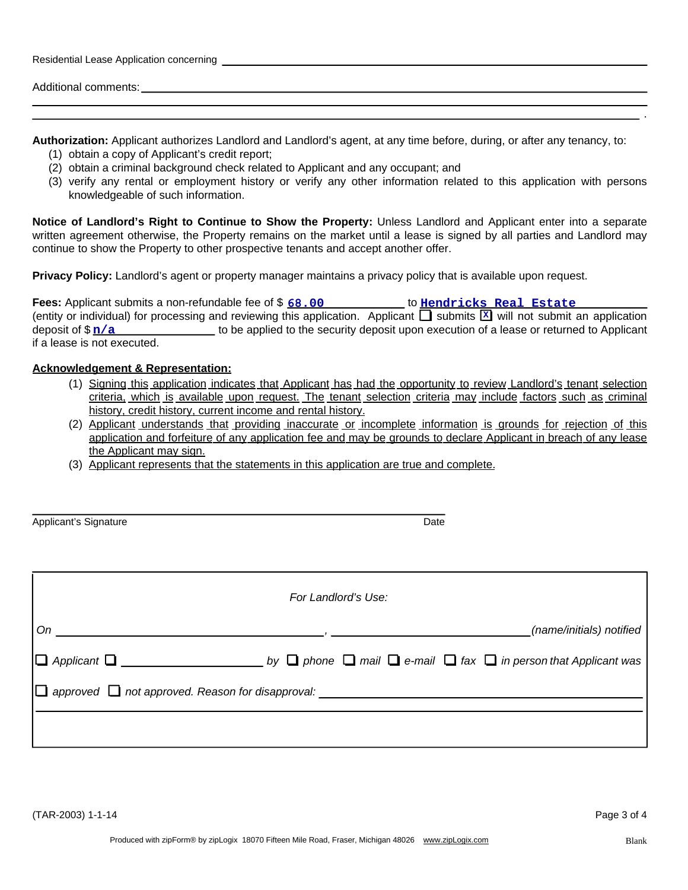Residential Lease Application concerning ______________________________________________

Additional comments: ______________________________________________

______________________________________________

______________________________________________ .

**Authorization:** Applicant authorizes Landlord and Landlord's agent, at any time before, during, or after any tenancy, to:

(1) obtain a copy of Applicant's credit report;
(2) obtain a criminal background check related to Applicant and any occupant; and
(3) verify any rental or employment history or verify any other information related to this application with persons knowledgeable of such information.

**Notice of Landlord's Right to Continue to Show the Property:** Unless Landlord and Applicant enter into a separate written agreement otherwise, the Property remains on the market until a lease is signed by all parties and Landlord may continue to show the Property to other prospective tenants and accept another offer.

**Privacy Policy:** Landlord's agent or property manager maintains a privacy policy that is available upon request.

**Fees:** Applicant submits a non-refundable fee of $ **68.00** to **Hendricks Real Estate** (entity or individual) for processing and reviewing this application. Applicant ☐ submits ☒ will not submit an application deposit of $ **n/a** to be applied to the security deposit upon execution of a lease or returned to Applicant if a lease is not executed.

**Acknowledgement & Representation:**

(1) Signing this application indicates that Applicant has had the opportunity to review Landlord's tenant selection criteria, which is available upon request. The tenant selection criteria may include factors such as criminal history, credit history, current income and rental history.
(2) Applicant understands that providing inaccurate or incomplete information is grounds for rejection of this application and forfeiture of any application fee and may be grounds to declare Applicant in breach of any lease the Applicant may sign.
(3) Applicant represents that the statements in this application are true and complete.

______________________________________________

Applicant's Signature                                        Date

*For Landlord's Use:*

*On* ______________________, ______________________ *(name/initials) notified*

☐ *Applicant* ☐ ______________ *by* ☐ *phone* ☐ *mail* ☐ *e-mail* ☐ *fax* ☐ *in person that Applicant was*

☐ *approved* ☐ *not approved. Reason for disapproval:* ______________________

______________________________________________

(TAR-2003) 1-1-14

Produced with zipForm® by zipLogix 18070 Fifteen Mile Road, Fraser, Michigan 48026 www.zipLogix.com Blank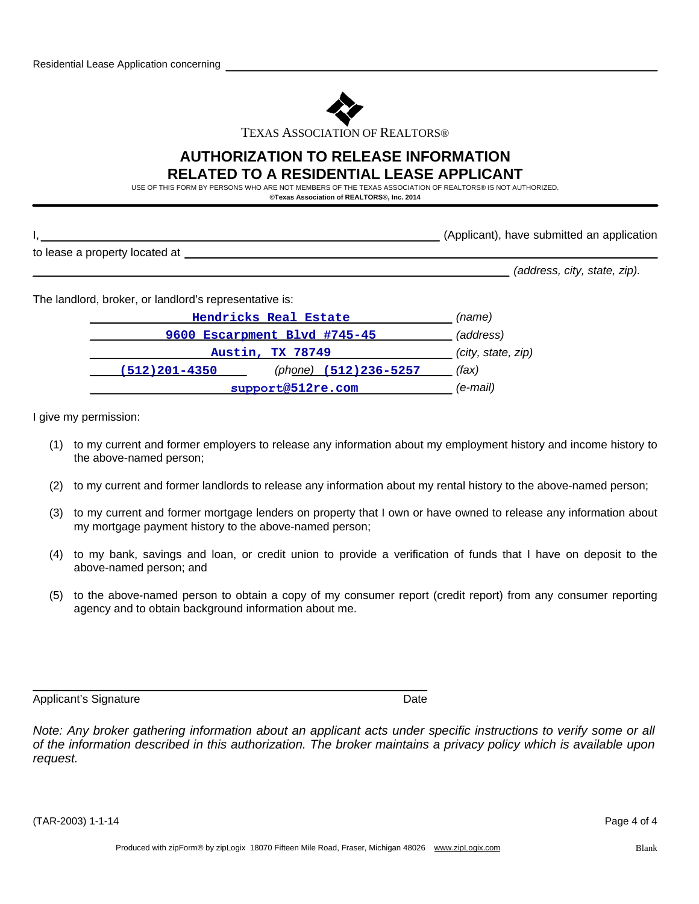Residential Lease Application concerning ______________________________

TEXAS ASSOCIATION OF REALTORS®

# AUTHORIZATION TO RELEASE INFORMATION RELATED TO A RESIDENTIAL LEASE APPLICANT

USE OF THIS FORM BY PERSONS WHO ARE NOT MEMBERS OF THE TEXAS ASSOCIATION OF REALTORS® IS NOT AUTHORIZED.
**©Texas Association of REALTORS®, Inc. 2014**

I, ______________________________ (Applicant), have submitted an application to lease a property located at ______________________________ *(address, city, state, zip).*

The landlord, broker, or landlord's representative is:

Hendricks Real Estate *(name)*
9600 Escarpment Blvd #745-45 *(address)*
Austin, TX 78749 *(city, state, zip)*
(512)201-4350 *(phone)* (512)236-5257 *(fax)*
support@512re.com *(e-mail)*

I give my permission:

(1) to my current and former employers to release any information about my employment history and income history to the above-named person;

(2) to my current and former landlords to release any information about my rental history to the above-named person;

(3) to my current and former mortgage lenders on property that I own or have owned to release any information about my mortgage payment history to the above-named person;

(4) to my bank, savings and loan, or credit union to provide a verification of funds that I have on deposit to the above-named person; and

(5) to the above-named person to obtain a copy of my consumer report (credit report) from any consumer reporting agency and to obtain background information about me.

______________________________
Applicant's Signature Date

*Note: Any broker gathering information about an applicant acts under specific instructions to verify some or all of the information described in this authorization. The broker maintains a privacy policy which is available upon request.*

(TAR-2003) 1-1-14

Produced with zipForm® by zipLogix 18070 Fifteen Mile Road, Fraser, Michigan 48026 www.zipLogix.com Blank